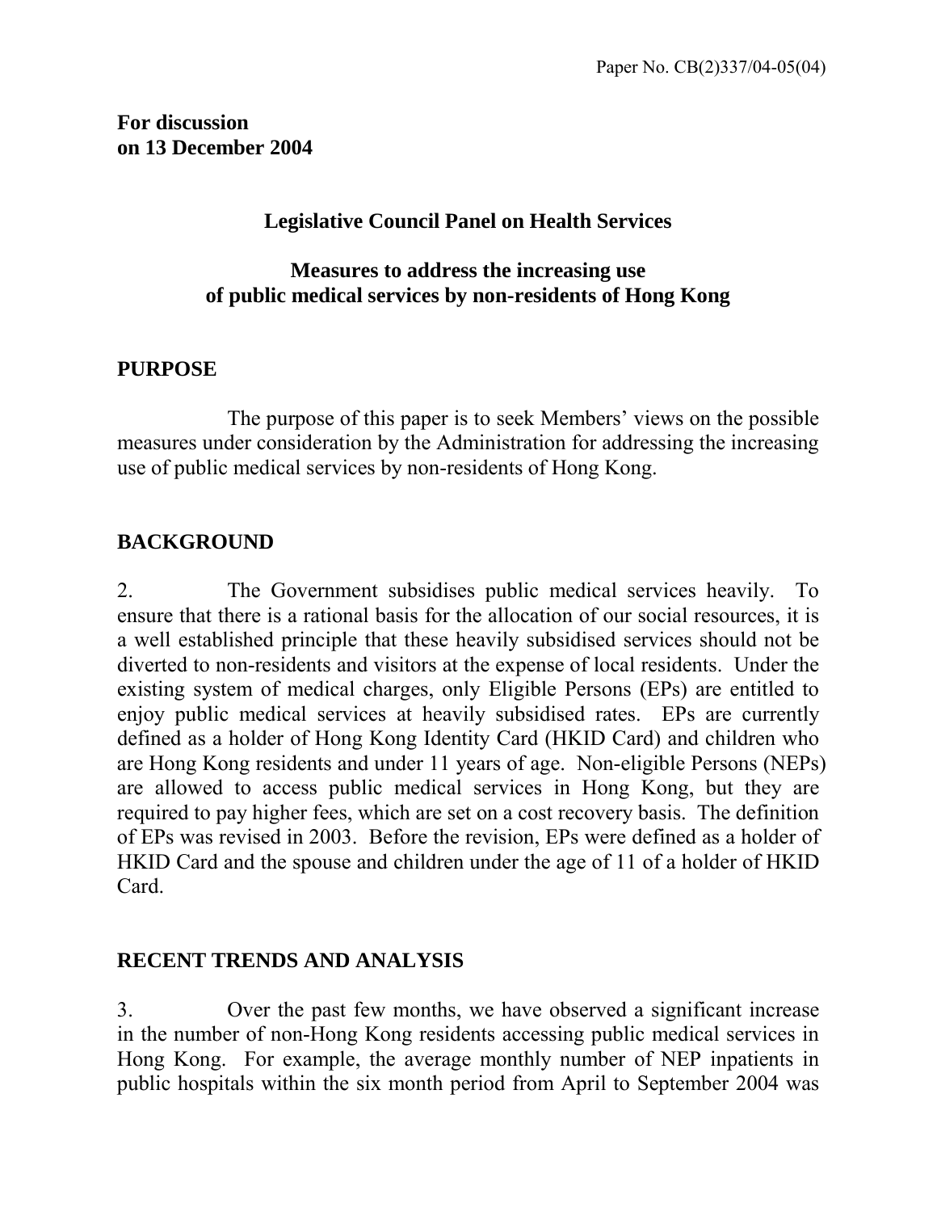Paper No. CB(2)337/04-05(04)

**For discussion**
**on 13 December 2004**

## Legislative Council Panel on Health Services

## Measures to address the increasing use of public medical services by non-residents of Hong Kong

### PURPOSE

The purpose of this paper is to seek Members' views on the possible measures under consideration by the Administration for addressing the increasing use of public medical services by non-residents of Hong Kong.

### BACKGROUND

2. The Government subsidises public medical services heavily. To ensure that there is a rational basis for the allocation of our social resources, it is a well established principle that these heavily subsidised services should not be diverted to non-residents and visitors at the expense of local residents. Under the existing system of medical charges, only Eligible Persons (EPs) are entitled to enjoy public medical services at heavily subsidised rates. EPs are currently defined as a holder of Hong Kong Identity Card (HKID Card) and children who are Hong Kong residents and under 11 years of age. Non-eligible Persons (NEPs) are allowed to access public medical services in Hong Kong, but they are required to pay higher fees, which are set on a cost recovery basis. The definition of EPs was revised in 2003. Before the revision, EPs were defined as a holder of HKID Card and the spouse and children under the age of 11 of a holder of HKID Card.

### RECENT TRENDS AND ANALYSIS

3. Over the past few months, we have observed a significant increase in the number of non-Hong Kong residents accessing public medical services in Hong Kong. For example, the average monthly number of NEP inpatients in public hospitals within the six month period from April to September 2004 was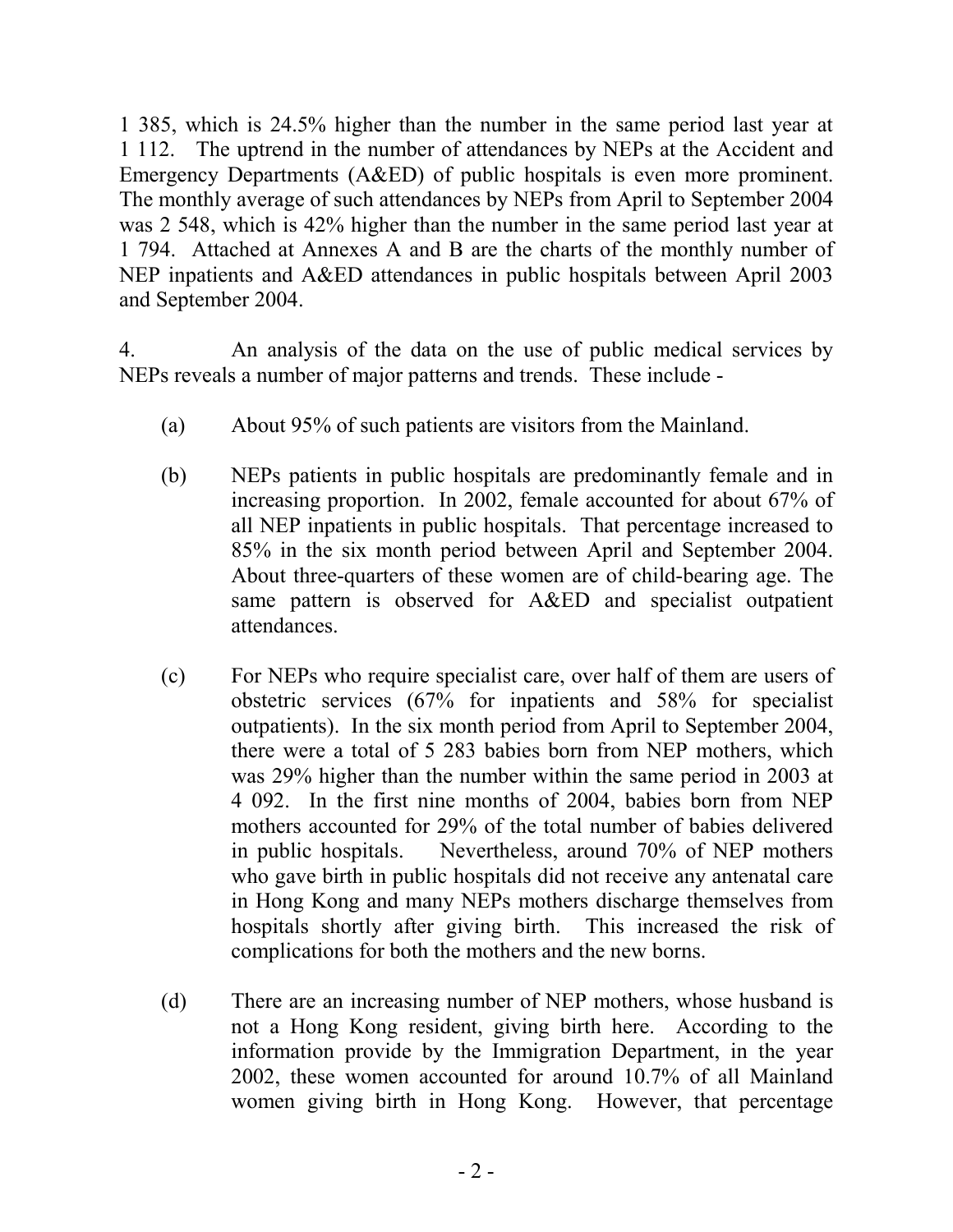1 385, which is 24.5% higher than the number in the same period last year at 1 112. The uptrend in the number of attendances by NEPs at the Accident and Emergency Departments (A&ED) of public hospitals is even more prominent. The monthly average of such attendances by NEPs from April to September 2004 was 2 548, which is 42% higher than the number in the same period last year at 1 794. Attached at Annexes A and B are the charts of the monthly number of NEP inpatients and A&ED attendances in public hospitals between April 2003 and September 2004.

4. An analysis of the data on the use of public medical services by NEPs reveals a number of major patterns and trends. These include -

(a) About 95% of such patients are visitors from the Mainland.

(b) NEPs patients in public hospitals are predominantly female and in increasing proportion. In 2002, female accounted for about 67% of all NEP inpatients in public hospitals. That percentage increased to 85% in the six month period between April and September 2004. About three-quarters of these women are of child-bearing age. The same pattern is observed for A&ED and specialist outpatient attendances.

(c) For NEPs who require specialist care, over half of them are users of obstetric services (67% for inpatients and 58% for specialist outpatients). In the six month period from April to September 2004, there were a total of 5 283 babies born from NEP mothers, which was 29% higher than the number within the same period in 2003 at 4 092. In the first nine months of 2004, babies born from NEP mothers accounted for 29% of the total number of babies delivered in public hospitals. Nevertheless, around 70% of NEP mothers who gave birth in public hospitals did not receive any antenatal care in Hong Kong and many NEPs mothers discharge themselves from hospitals shortly after giving birth. This increased the risk of complications for both the mothers and the new borns.

(d) There are an increasing number of NEP mothers, whose husband is not a Hong Kong resident, giving birth here. According to the information provide by the Immigration Department, in the year 2002, these women accounted for around 10.7% of all Mainland women giving birth in Hong Kong. However, that percentage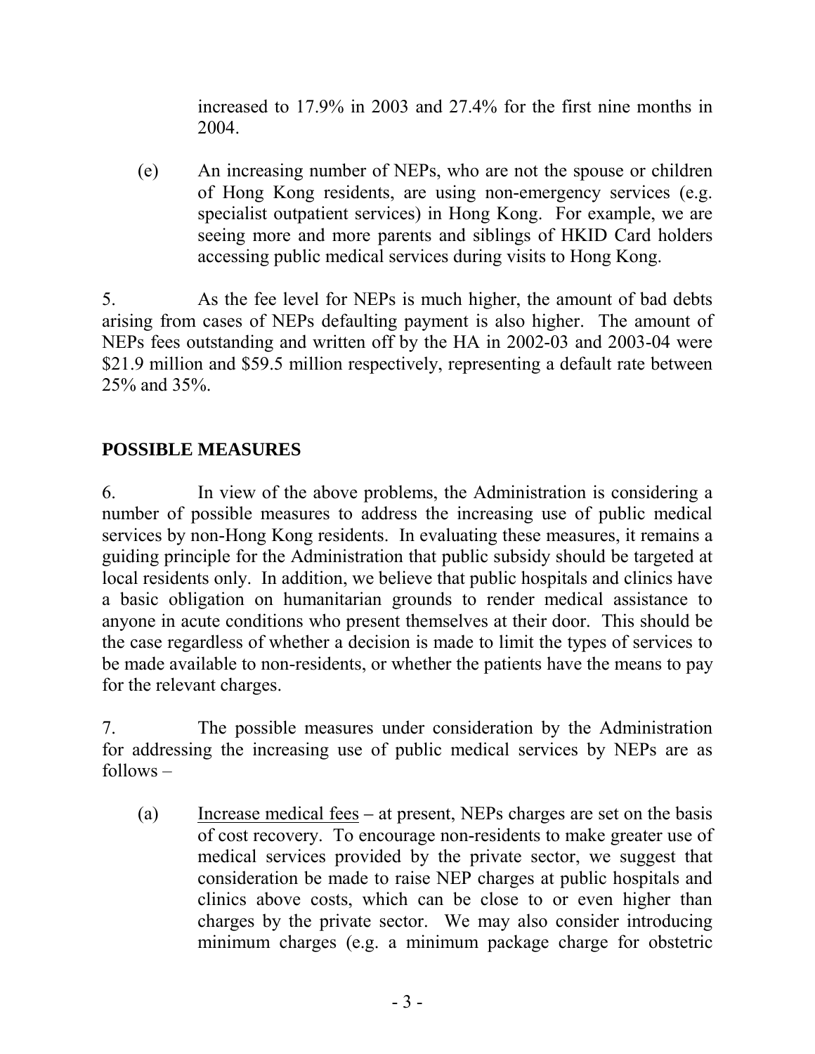increased to 17.9% in 2003 and 27.4% for the first nine months in 2004.

(e) An increasing number of NEPs, who are not the spouse or children of Hong Kong residents, are using non-emergency services (e.g. specialist outpatient services) in Hong Kong. For example, we are seeing more and more parents and siblings of HKID Card holders accessing public medical services during visits to Hong Kong.

5. As the fee level for NEPs is much higher, the amount of bad debts arising from cases of NEPs defaulting payment is also higher. The amount of NEPs fees outstanding and written off by the HA in 2002-03 and 2003-04 were $21.9 million and $59.5 million respectively, representing a default rate between 25% and 35%.

## POSSIBLE MEASURES

6. In view of the above problems, the Administration is considering a number of possible measures to address the increasing use of public medical services by non-Hong Kong residents. In evaluating these measures, it remains a guiding principle for the Administration that public subsidy should be targeted at local residents only. In addition, we believe that public hospitals and clinics have a basic obligation on humanitarian grounds to render medical assistance to anyone in acute conditions who present themselves at their door. This should be the case regardless of whether a decision is made to limit the types of services to be made available to non-residents, or whether the patients have the means to pay for the relevant charges.

7. The possible measures under consideration by the Administration for addressing the increasing use of public medical services by NEPs are as follows –

(a) Increase medical fees – at present, NEPs charges are set on the basis of cost recovery. To encourage non-residents to make greater use of medical services provided by the private sector, we suggest that consideration be made to raise NEP charges at public hospitals and clinics above costs, which can be close to or even higher than charges by the private sector. We may also consider introducing minimum charges (e.g. a minimum package charge for obstetric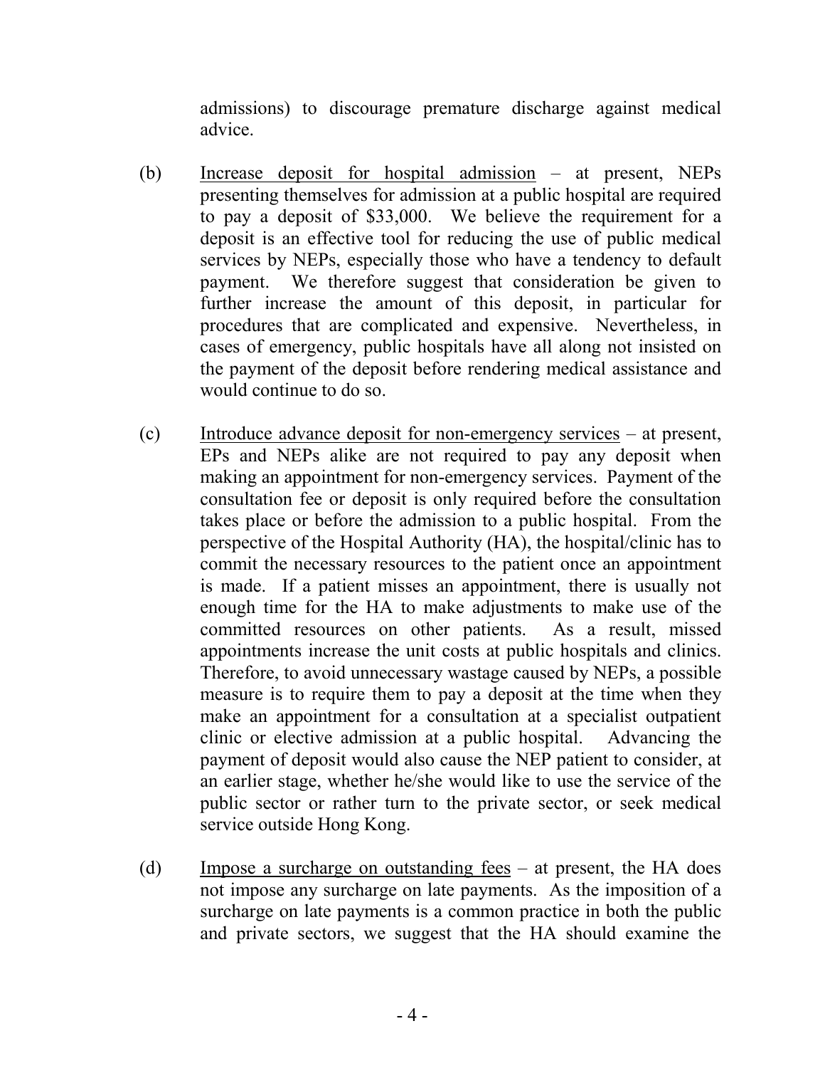admissions) to discourage premature discharge against medical advice.

(b) Increase deposit for hospital admission – at present, NEPs presenting themselves for admission at a public hospital are required to pay a deposit of $33,000. We believe the requirement for a deposit is an effective tool for reducing the use of public medical services by NEPs, especially those who have a tendency to default payment. We therefore suggest that consideration be given to further increase the amount of this deposit, in particular for procedures that are complicated and expensive. Nevertheless, in cases of emergency, public hospitals have all along not insisted on the payment of the deposit before rendering medical assistance and would continue to do so.

(c) Introduce advance deposit for non-emergency services – at present, EPs and NEPs alike are not required to pay any deposit when making an appointment for non-emergency services. Payment of the consultation fee or deposit is only required before the consultation takes place or before the admission to a public hospital. From the perspective of the Hospital Authority (HA), the hospital/clinic has to commit the necessary resources to the patient once an appointment is made. If a patient misses an appointment, there is usually not enough time for the HA to make adjustments to make use of the committed resources on other patients. As a result, missed appointments increase the unit costs at public hospitals and clinics. Therefore, to avoid unnecessary wastage caused by NEPs, a possible measure is to require them to pay a deposit at the time when they make an appointment for a consultation at a specialist outpatient clinic or elective admission at a public hospital. Advancing the payment of deposit would also cause the NEP patient to consider, at an earlier stage, whether he/she would like to use the service of the public sector or rather turn to the private sector, or seek medical service outside Hong Kong.

(d) Impose a surcharge on outstanding fees – at present, the HA does not impose any surcharge on late payments. As the imposition of a surcharge on late payments is a common practice in both the public and private sectors, we suggest that the HA should examine the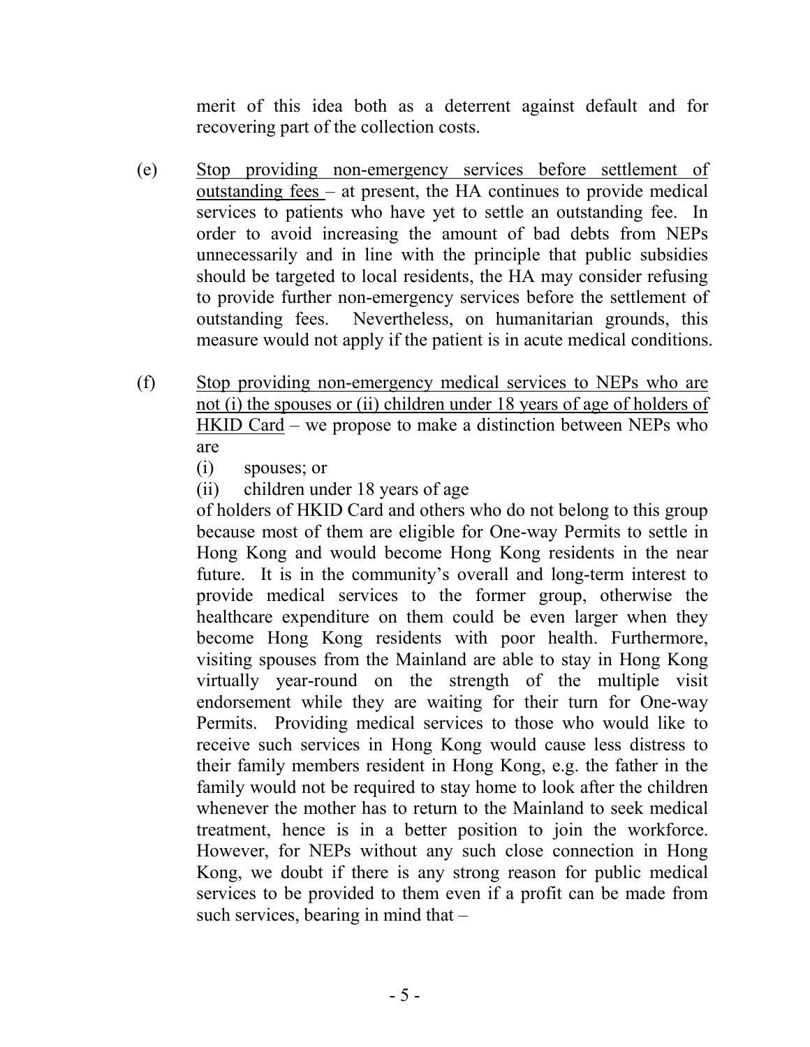merit of this idea both as a deterrent against default and for recovering part of the collection costs.

(e) Stop providing non-emergency services before settlement of outstanding fees – at present, the HA continues to provide medical services to patients who have yet to settle an outstanding fee. In order to avoid increasing the amount of bad debts from NEPs unnecessarily and in line with the principle that public subsidies should be targeted to local residents, the HA may consider refusing to provide further non-emergency services before the settlement of outstanding fees. Nevertheless, on humanitarian grounds, this measure would not apply if the patient is in acute medical conditions.

(f) Stop providing non-emergency medical services to NEPs who are not (i) the spouses or (ii) children under 18 years of age of holders of HKID Card – we propose to make a distinction between NEPs who are

(i) spouses; or
(ii) children under 18 years of age

of holders of HKID Card and others who do not belong to this group because most of them are eligible for One-way Permits to settle in Hong Kong and would become Hong Kong residents in the near future. It is in the community's overall and long-term interest to provide medical services to the former group, otherwise the healthcare expenditure on them could be even larger when they become Hong Kong residents with poor health. Furthermore, visiting spouses from the Mainland are able to stay in Hong Kong virtually year-round on the strength of the multiple visit endorsement while they are waiting for their turn for One-way Permits. Providing medical services to those who would like to receive such services in Hong Kong would cause less distress to their family members resident in Hong Kong, e.g. the father in the family would not be required to stay home to look after the children whenever the mother has to return to the Mainland to seek medical treatment, hence is in a better position to join the workforce. However, for NEPs without any such close connection in Hong Kong, we doubt if there is any strong reason for public medical services to be provided to them even if a profit can be made from such services, bearing in mind that –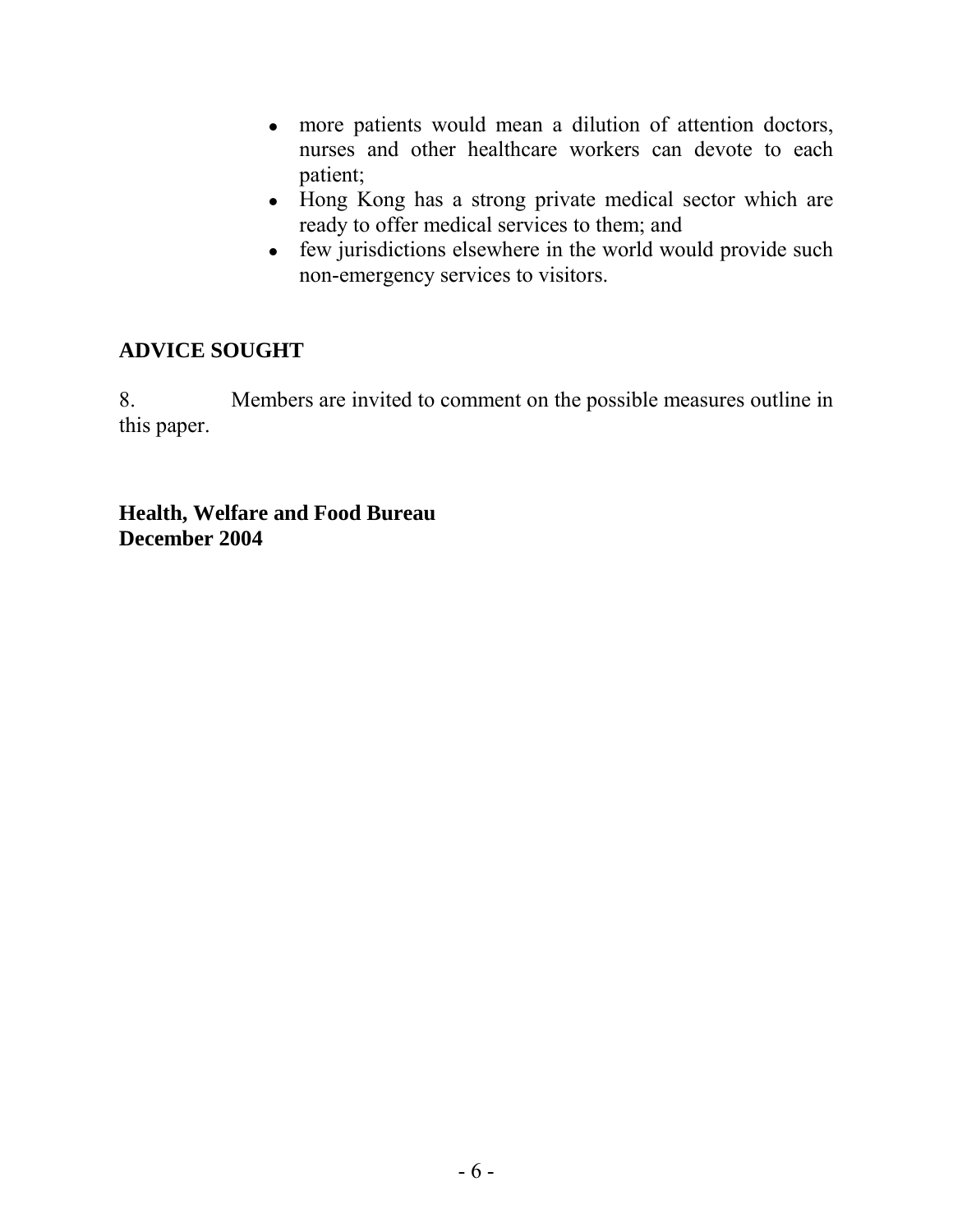- more patients would mean a dilution of attention doctors, nurses and other healthcare workers can devote to each patient;
- Hong Kong has a strong private medical sector which are ready to offer medical services to them; and
- few jurisdictions elsewhere in the world would provide such non-emergency services to visitors.

## ADVICE SOUGHT

8. Members are invited to comment on the possible measures outline in this paper.

**Health, Welfare and Food Bureau**
**December 2004**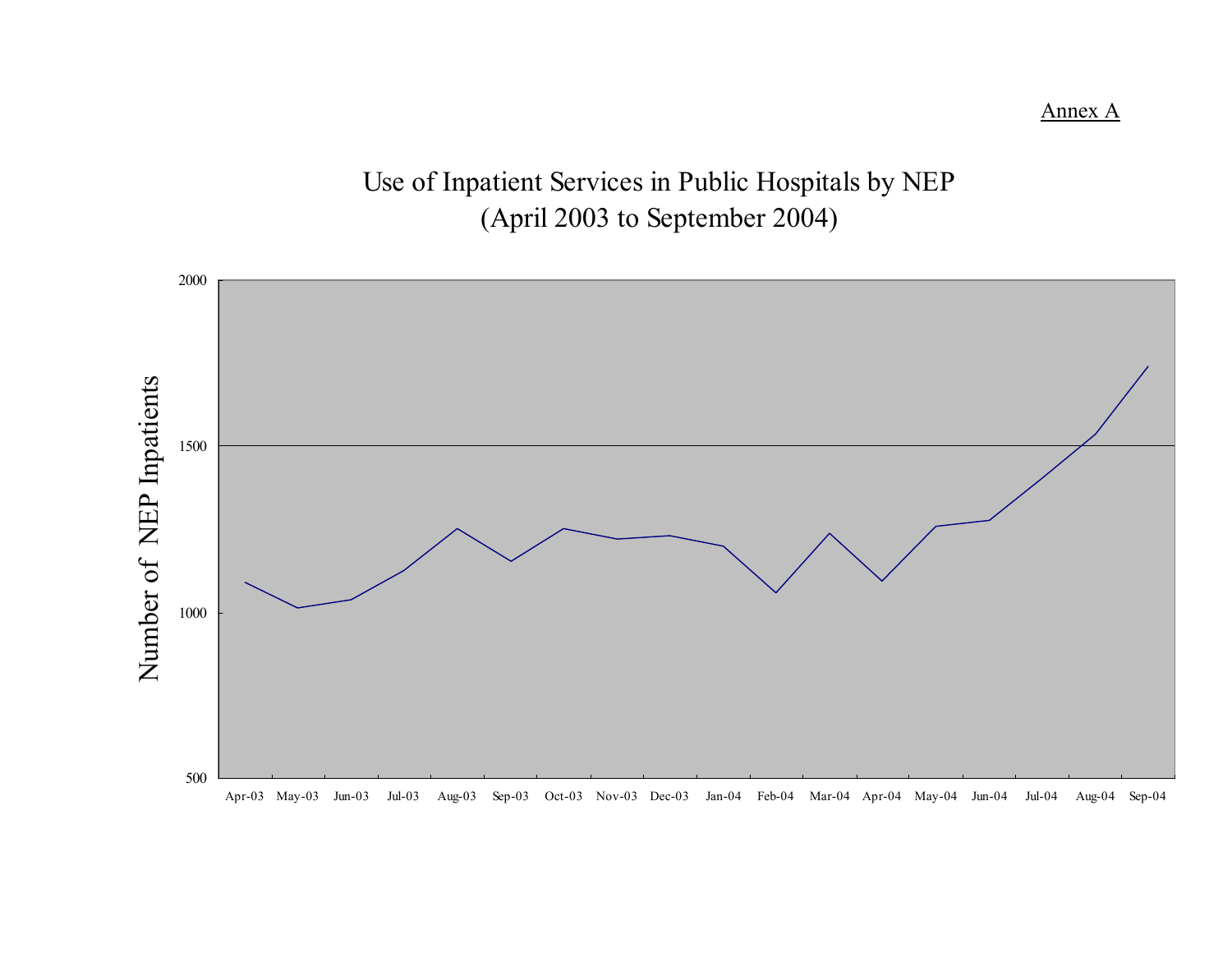Annex A

# Use of Inpatient Services in Public Hospitals by NEP
## (April 2003 to September 2004)

Number of NEP Inpatients

2000

1500

1000

500

Apr-03 May-03 Jun-03 Jul-03 Aug-03 Sep-03 Oct-03 Nov-03 Dec-03 Jan-04 Feb-04 Mar-04 Apr-04 May-04 Jun-04 Jul-04 Aug-04 Sep-04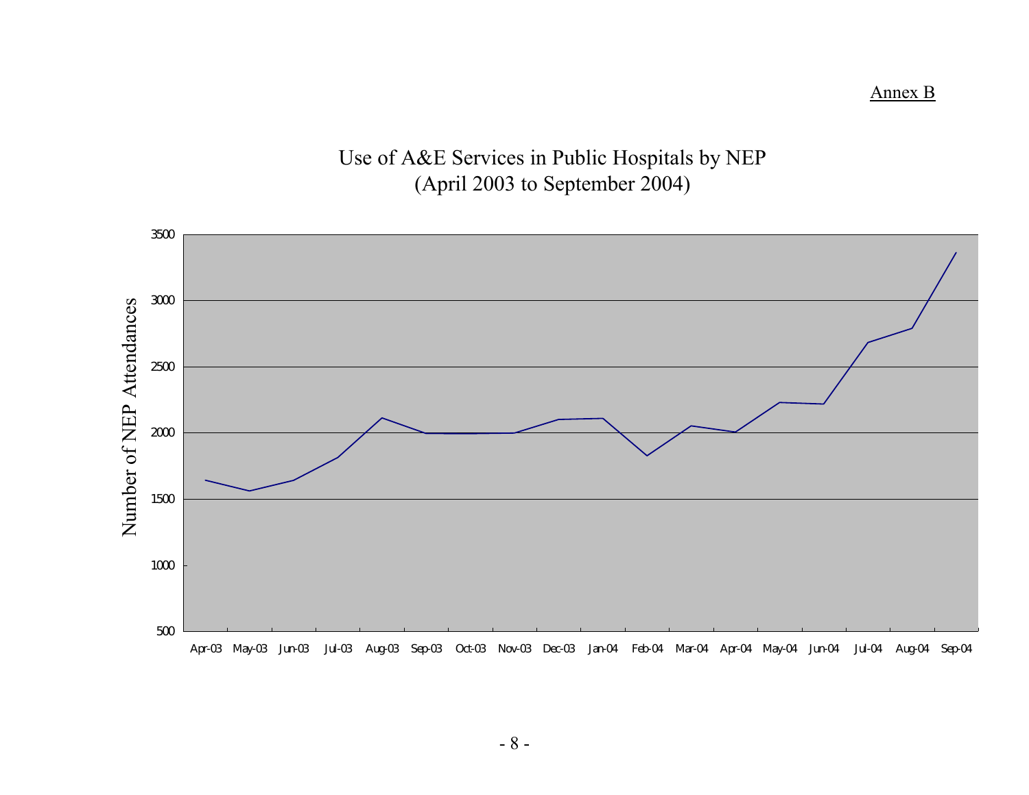Annex B

Use of A&E Services in Public Hospitals by NEP
(April 2003 to September 2004)

Number of NEP Attendances

3500
3000
2500
2000
1500
1000
500

Apr-03 May-03 Jun-03 Jul-03 Aug-03 Sep-03 Oct-03 Nov-03 Dec-03 Jan-04 Feb-04 Mar-04 Apr-04 May-04 Jun-04 Jul-04 Aug-04 Sep-04